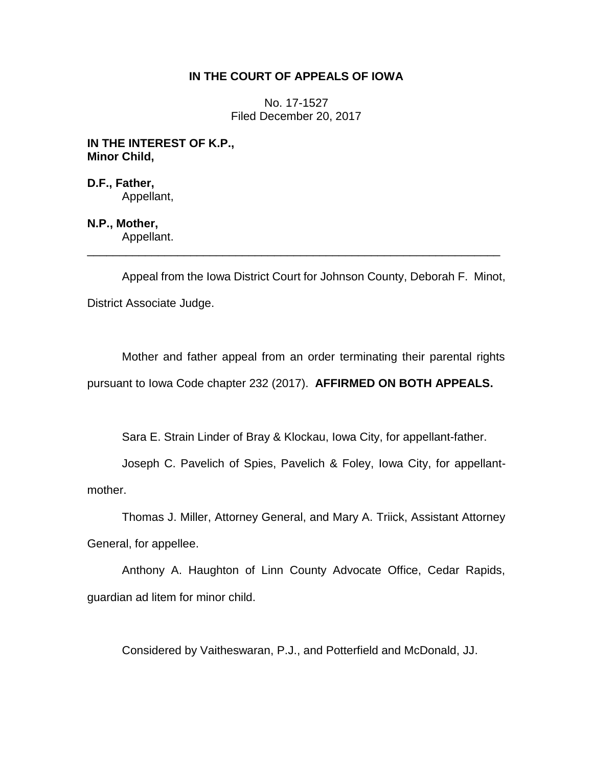**IN THE COURT OF APPEALS OF IOWA**

No. 17-1527
Filed December 20, 2017

**IN THE INTEREST OF K.P., Minor Child,**

**D.F., Father,**
Appellant,

**N.P., Mother,**
Appellant.

---

Appeal from the Iowa District Court for Johnson County, Deborah F. Minot, District Associate Judge.

Mother and father appeal from an order terminating their parental rights pursuant to Iowa Code chapter 232 (2017). **AFFIRMED ON BOTH APPEALS.**

Sara E. Strain Linder of Bray & Klockau, Iowa City, for appellant-father.

Joseph C. Pavelich of Spies, Pavelich & Foley, Iowa City, for appellant-mother.

Thomas J. Miller, Attorney General, and Mary A. Triick, Assistant Attorney General, for appellee.

Anthony A. Haughton of Linn County Advocate Office, Cedar Rapids, guardian ad litem for minor child.

Considered by Vaitheswaran, P.J., and Potterfield and McDonald, JJ.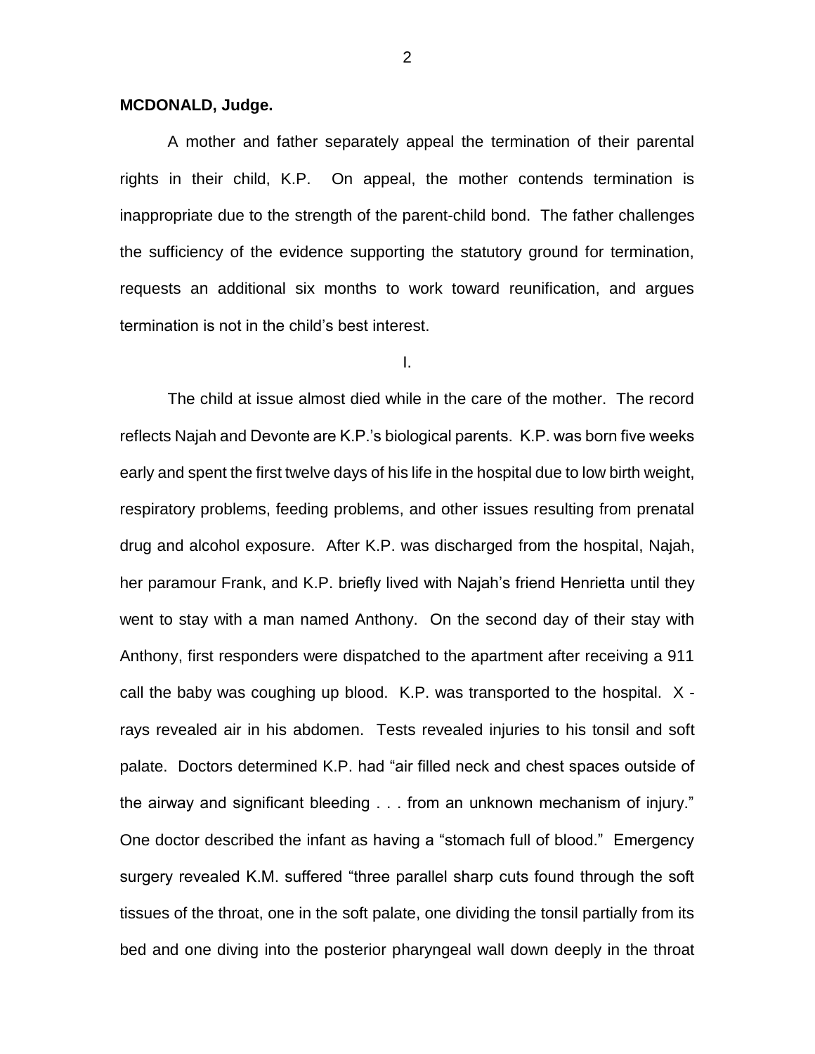**MCDONALD, Judge.**

A mother and father separately appeal the termination of their parental rights in their child, K.P. On appeal, the mother contends termination is inappropriate due to the strength of the parent-child bond. The father challenges the sufficiency of the evidence supporting the statutory ground for termination, requests an additional six months to work toward reunification, and argues termination is not in the child's best interest.

I.

The child at issue almost died while in the care of the mother. The record reflects Najah and Devonte are K.P.'s biological parents. K.P. was born five weeks early and spent the first twelve days of his life in the hospital due to low birth weight, respiratory problems, feeding problems, and other issues resulting from prenatal drug and alcohol exposure. After K.P. was discharged from the hospital, Najah, her paramour Frank, and K.P. briefly lived with Najah's friend Henrietta until they went to stay with a man named Anthony. On the second day of their stay with Anthony, first responders were dispatched to the apartment after receiving a 911 call the baby was coughing up blood. K.P. was transported to the hospital. X - rays revealed air in his abdomen. Tests revealed injuries to his tonsil and soft palate. Doctors determined K.P. had "air filled neck and chest spaces outside of the airway and significant bleeding . . . from an unknown mechanism of injury." One doctor described the infant as having a "stomach full of blood." Emergency surgery revealed K.M. suffered "three parallel sharp cuts found through the soft tissues of the throat, one in the soft palate, one dividing the tonsil partially from its bed and one diving into the posterior pharyngeal wall down deeply in the throat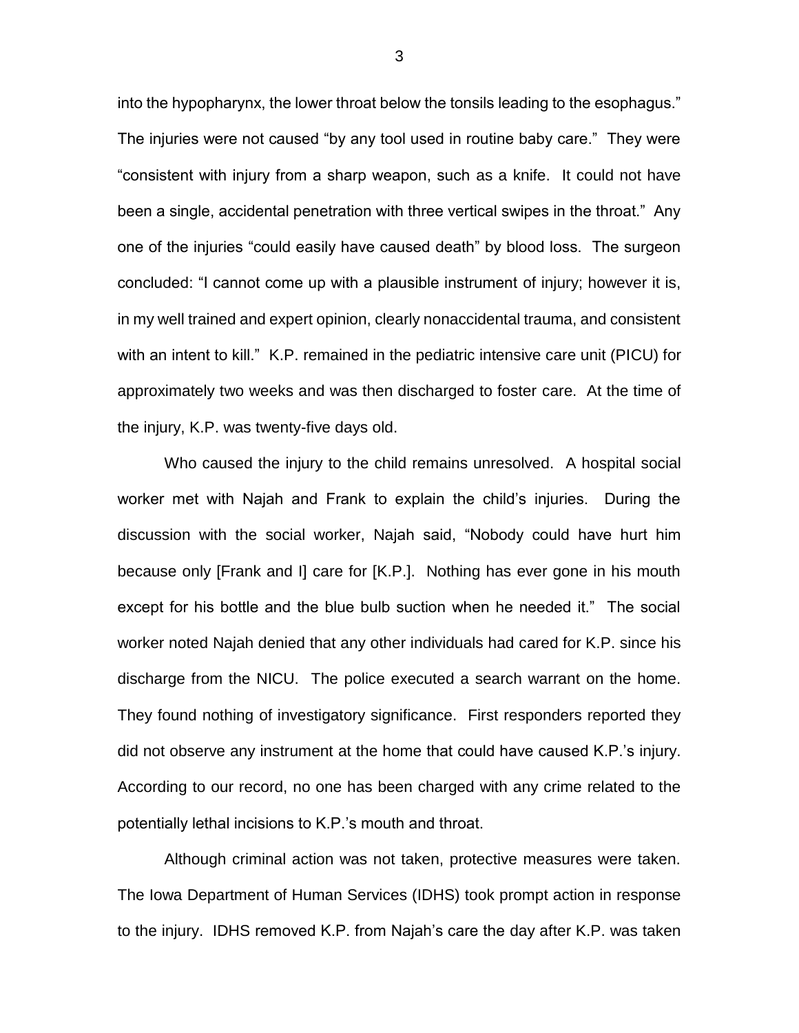into the hypopharynx, the lower throat below the tonsils leading to the esophagus." The injuries were not caused "by any tool used in routine baby care." They were "consistent with injury from a sharp weapon, such as a knife. It could not have been a single, accidental penetration with three vertical swipes in the throat." Any one of the injuries "could easily have caused death" by blood loss. The surgeon concluded: "I cannot come up with a plausible instrument of injury; however it is, in my well trained and expert opinion, clearly nonaccidental trauma, and consistent with an intent to kill." K.P. remained in the pediatric intensive care unit (PICU) for approximately two weeks and was then discharged to foster care. At the time of the injury, K.P. was twenty-five days old.

Who caused the injury to the child remains unresolved. A hospital social worker met with Najah and Frank to explain the child's injuries. During the discussion with the social worker, Najah said, "Nobody could have hurt him because only [Frank and I] care for [K.P.]. Nothing has ever gone in his mouth except for his bottle and the blue bulb suction when he needed it." The social worker noted Najah denied that any other individuals had cared for K.P. since his discharge from the NICU. The police executed a search warrant on the home. They found nothing of investigatory significance. First responders reported they did not observe any instrument at the home that could have caused K.P.'s injury. According to our record, no one has been charged with any crime related to the potentially lethal incisions to K.P.'s mouth and throat.

Although criminal action was not taken, protective measures were taken. The Iowa Department of Human Services (IDHS) took prompt action in response to the injury. IDHS removed K.P. from Najah's care the day after K.P. was taken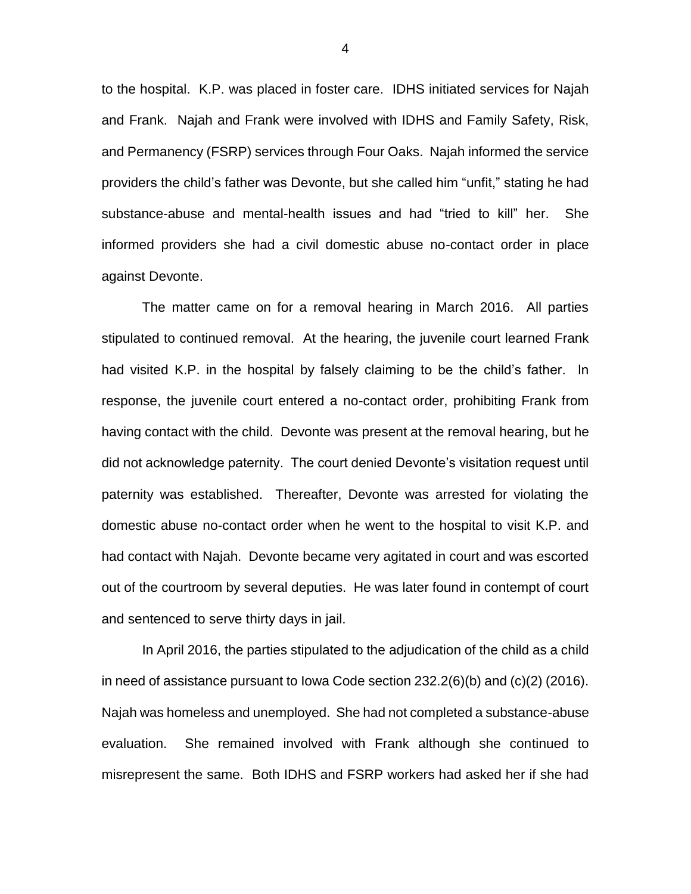to the hospital. K.P. was placed in foster care. IDHS initiated services for Najah and Frank. Najah and Frank were involved with IDHS and Family Safety, Risk, and Permanency (FSRP) services through Four Oaks. Najah informed the service providers the child's father was Devonte, but she called him "unfit," stating he had substance-abuse and mental-health issues and had "tried to kill" her. She informed providers she had a civil domestic abuse no-contact order in place against Devonte.

The matter came on for a removal hearing in March 2016. All parties stipulated to continued removal. At the hearing, the juvenile court learned Frank had visited K.P. in the hospital by falsely claiming to be the child's father. In response, the juvenile court entered a no-contact order, prohibiting Frank from having contact with the child. Devonte was present at the removal hearing, but he did not acknowledge paternity. The court denied Devonte's visitation request until paternity was established. Thereafter, Devonte was arrested for violating the domestic abuse no-contact order when he went to the hospital to visit K.P. and had contact with Najah. Devonte became very agitated in court and was escorted out of the courtroom by several deputies. He was later found in contempt of court and sentenced to serve thirty days in jail.

In April 2016, the parties stipulated to the adjudication of the child as a child in need of assistance pursuant to Iowa Code section 232.2(6)(b) and (c)(2) (2016). Najah was homeless and unemployed. She had not completed a substance-abuse evaluation. She remained involved with Frank although she continued to misrepresent the same. Both IDHS and FSRP workers had asked her if she had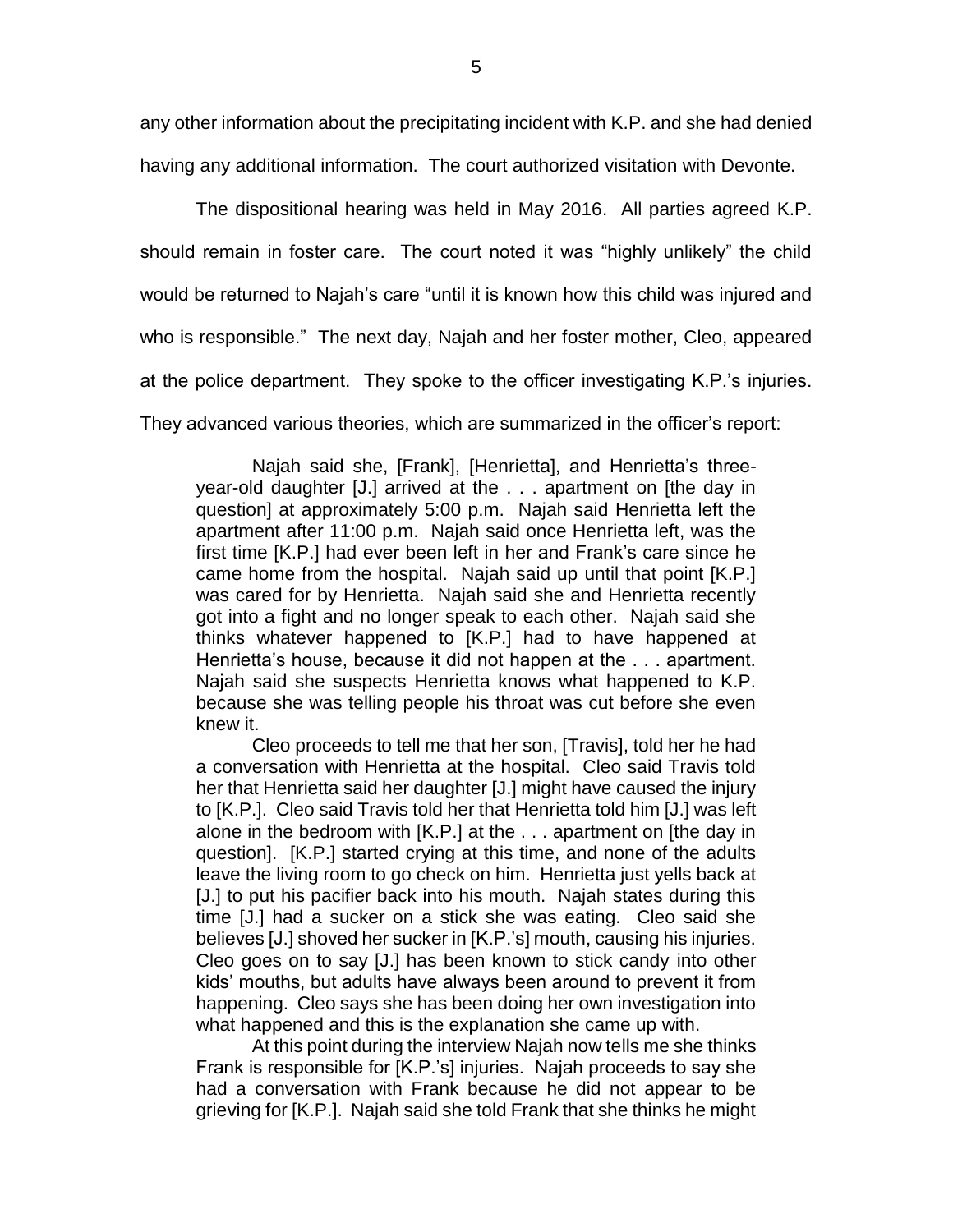any other information about the precipitating incident with K.P. and she had denied having any additional information. The court authorized visitation with Devonte.

The dispositional hearing was held in May 2016. All parties agreed K.P. should remain in foster care. The court noted it was "highly unlikely" the child would be returned to Najah's care "until it is known how this child was injured and who is responsible." The next day, Najah and her foster mother, Cleo, appeared at the police department. They spoke to the officer investigating K.P.'s injuries. They advanced various theories, which are summarized in the officer's report:

> Najah said she, [Frank], [Henrietta], and Henrietta's three-year-old daughter [J.] arrived at the . . . apartment on [the day in question] at approximately 5:00 p.m. Najah said Henrietta left the apartment after 11:00 p.m. Najah said once Henrietta left, was the first time [K.P.] had ever been left in her and Frank's care since he came home from the hospital. Najah said up until that point [K.P.] was cared for by Henrietta. Najah said she and Henrietta recently got into a fight and no longer speak to each other. Najah said she thinks whatever happened to [K.P.] had to have happened at Henrietta's house, because it did not happen at the . . . apartment. Najah said she suspects Henrietta knows what happened to K.P. because she was telling people his throat was cut before she even knew it.
>
> Cleo proceeds to tell me that her son, [Travis], told her he had a conversation with Henrietta at the hospital. Cleo said Travis told her that Henrietta said her daughter [J.] might have caused the injury to [K.P.]. Cleo said Travis told her that Henrietta told him [J.] was left alone in the bedroom with [K.P.] at the . . . apartment on [the day in question]. [K.P.] started crying at this time, and none of the adults leave the living room to go check on him. Henrietta just yells back at [J.] to put his pacifier back into his mouth. Najah states during this time [J.] had a sucker on a stick she was eating. Cleo said she believes [J.] shoved her sucker in [K.P.'s] mouth, causing his injuries. Cleo goes on to say [J.] has been known to stick candy into other kids' mouths, but adults have always been around to prevent it from happening. Cleo says she has been doing her own investigation into what happened and this is the explanation she came up with.
>
> At this point during the interview Najah now tells me she thinks Frank is responsible for [K.P.'s] injuries. Najah proceeds to say she had a conversation with Frank because he did not appear to be grieving for [K.P.]. Najah said she told Frank that she thinks he might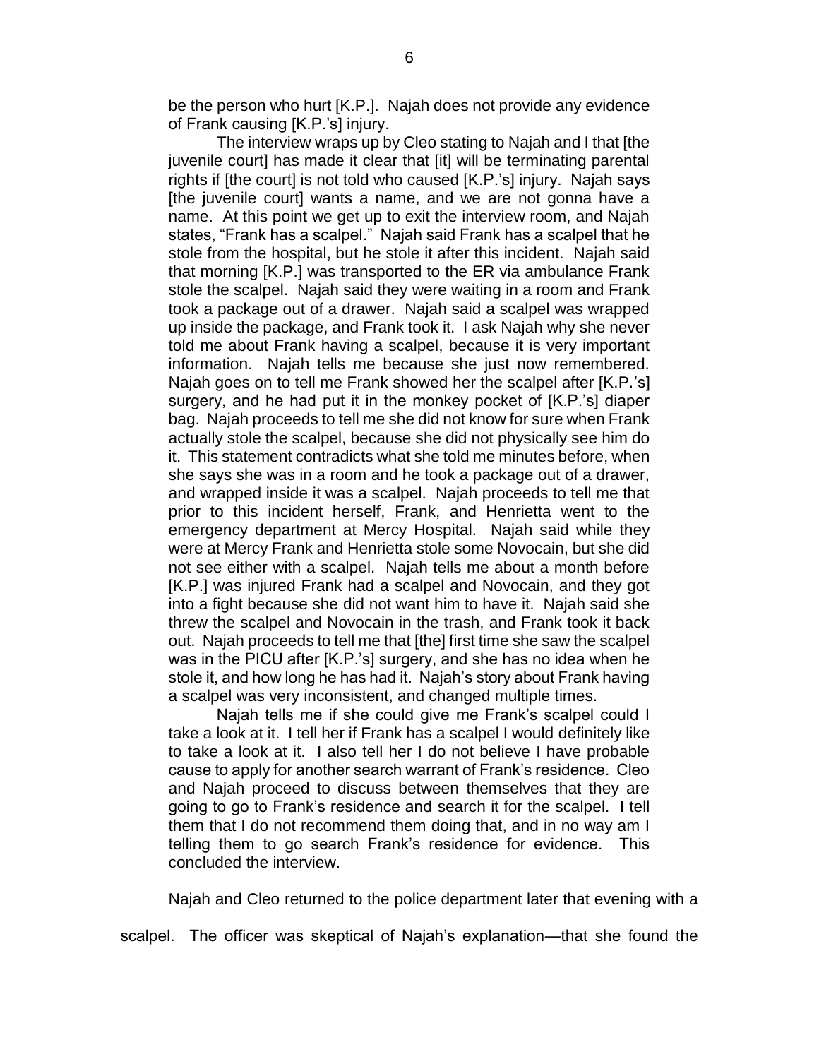be the person who hurt [K.P.]. Najah does not provide any evidence of Frank causing [K.P.'s] injury.

> The interview wraps up by Cleo stating to Najah and I that [the juvenile court] has made it clear that [it] will be terminating parental rights if [the court] is not told who caused [K.P.'s] injury. Najah says [the juvenile court] wants a name, and we are not gonna have a name. At this point we get up to exit the interview room, and Najah states, "Frank has a scalpel." Najah said Frank has a scalpel that he stole from the hospital, but he stole it after this incident. Najah said that morning [K.P.] was transported to the ER via ambulance Frank stole the scalpel. Najah said they were waiting in a room and Frank took a package out of a drawer. Najah said a scalpel was wrapped up inside the package, and Frank took it. I ask Najah why she never told me about Frank having a scalpel, because it is very important information. Najah tells me because she just now remembered. Najah goes on to tell me Frank showed her the scalpel after [K.P.'s] surgery, and he had put it in the monkey pocket of [K.P.'s] diaper bag. Najah proceeds to tell me she did not know for sure when Frank actually stole the scalpel, because she did not physically see him do it. This statement contradicts what she told me minutes before, when she says she was in a room and he took a package out of a drawer, and wrapped inside it was a scalpel. Najah proceeds to tell me that prior to this incident herself, Frank, and Henrietta went to the emergency department at Mercy Hospital. Najah said while they were at Mercy Frank and Henrietta stole some Novocain, but she did not see either with a scalpel. Najah tells me about a month before [K.P.] was injured Frank had a scalpel and Novocain, and they got into a fight because she did not want him to have it. Najah said she threw the scalpel and Novocain in the trash, and Frank took it back out. Najah proceeds to tell me that [the] first time she saw the scalpel was in the PICU after [K.P.'s] surgery, and she has no idea when he stole it, and how long he has had it. Najah's story about Frank having a scalpel was very inconsistent, and changed multiple times.
>
> Najah tells me if she could give me Frank's scalpel could I take a look at it. I tell her if Frank has a scalpel I would definitely like to take a look at it. I also tell her I do not believe I have probable cause to apply for another search warrant of Frank's residence. Cleo and Najah proceed to discuss between themselves that they are going to go to Frank's residence and search it for the scalpel. I tell them that I do not recommend them doing that, and in no way am I telling them to go search Frank's residence for evidence. This concluded the interview.

Najah and Cleo returned to the police department later that evening with a scalpel. The officer was skeptical of Najah's explanation—that she found the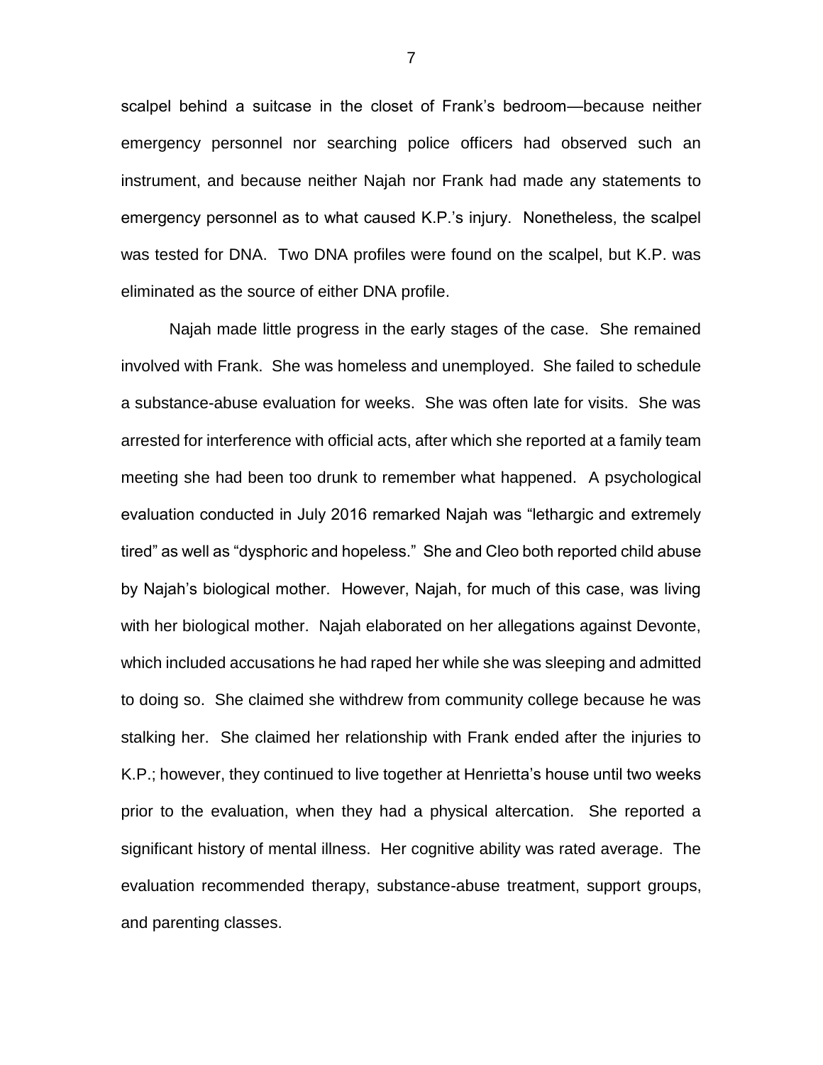scalpel behind a suitcase in the closet of Frank's bedroom—because neither emergency personnel nor searching police officers had observed such an instrument, and because neither Najah nor Frank had made any statements to emergency personnel as to what caused K.P.'s injury. Nonetheless, the scalpel was tested for DNA. Two DNA profiles were found on the scalpel, but K.P. was eliminated as the source of either DNA profile.

Najah made little progress in the early stages of the case. She remained involved with Frank. She was homeless and unemployed. She failed to schedule a substance-abuse evaluation for weeks. She was often late for visits. She was arrested for interference with official acts, after which she reported at a family team meeting she had been too drunk to remember what happened. A psychological evaluation conducted in July 2016 remarked Najah was "lethargic and extremely tired" as well as "dysphoric and hopeless." She and Cleo both reported child abuse by Najah's biological mother. However, Najah, for much of this case, was living with her biological mother. Najah elaborated on her allegations against Devonte, which included accusations he had raped her while she was sleeping and admitted to doing so. She claimed she withdrew from community college because he was stalking her. She claimed her relationship with Frank ended after the injuries to K.P.; however, they continued to live together at Henrietta's house until two weeks prior to the evaluation, when they had a physical altercation. She reported a significant history of mental illness. Her cognitive ability was rated average. The evaluation recommended therapy, substance-abuse treatment, support groups, and parenting classes.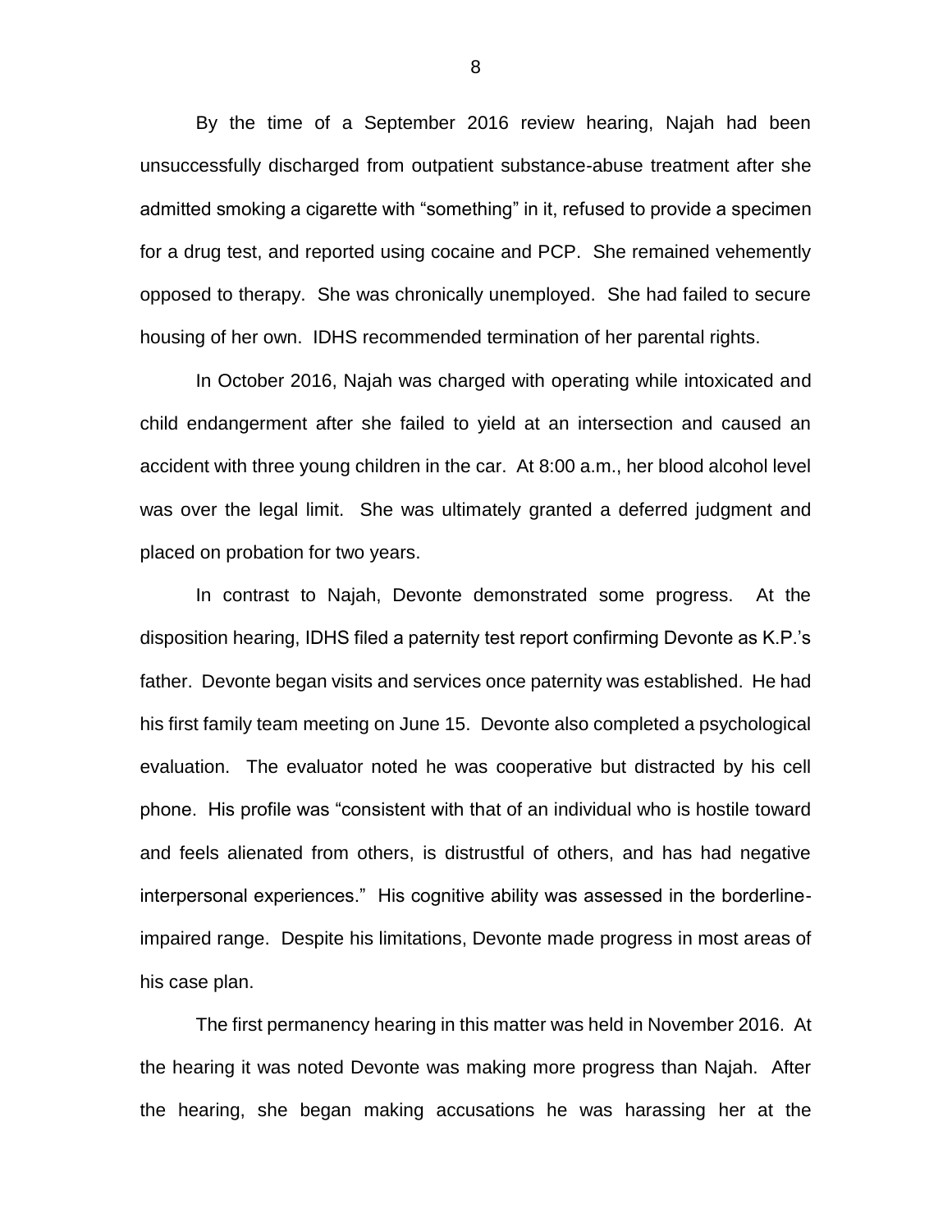By the time of a September 2016 review hearing, Najah had been unsuccessfully discharged from outpatient substance-abuse treatment after she admitted smoking a cigarette with "something" in it, refused to provide a specimen for a drug test, and reported using cocaine and PCP. She remained vehemently opposed to therapy. She was chronically unemployed. She had failed to secure housing of her own. IDHS recommended termination of her parental rights.

In October 2016, Najah was charged with operating while intoxicated and child endangerment after she failed to yield at an intersection and caused an accident with three young children in the car. At 8:00 a.m., her blood alcohol level was over the legal limit. She was ultimately granted a deferred judgment and placed on probation for two years.

In contrast to Najah, Devonte demonstrated some progress. At the disposition hearing, IDHS filed a paternity test report confirming Devonte as K.P.'s father. Devonte began visits and services once paternity was established. He had his first family team meeting on June 15. Devonte also completed a psychological evaluation. The evaluator noted he was cooperative but distracted by his cell phone. His profile was "consistent with that of an individual who is hostile toward and feels alienated from others, is distrustful of others, and has had negative interpersonal experiences." His cognitive ability was assessed in the borderline-impaired range. Despite his limitations, Devonte made progress in most areas of his case plan.

The first permanency hearing in this matter was held in November 2016. At the hearing it was noted Devonte was making more progress than Najah. After the hearing, she began making accusations he was harassing her at the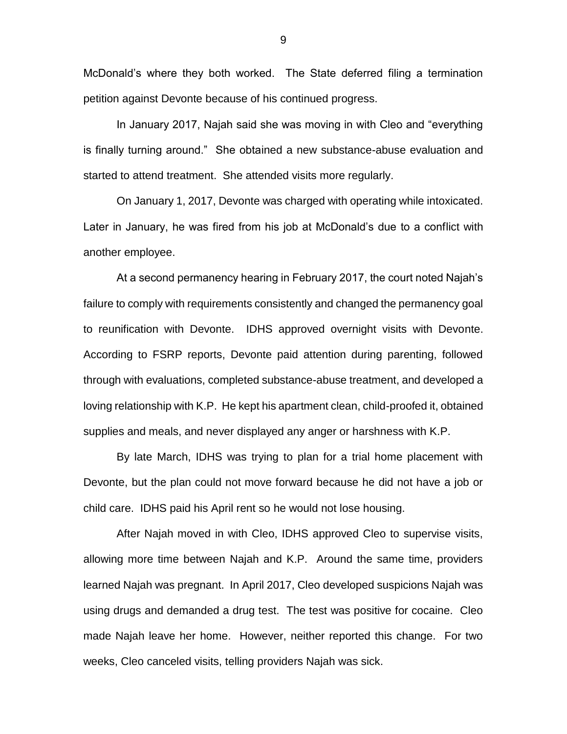McDonald's where they both worked. The State deferred filing a termination petition against Devonte because of his continued progress.

In January 2017, Najah said she was moving in with Cleo and "everything is finally turning around." She obtained a new substance-abuse evaluation and started to attend treatment. She attended visits more regularly.

On January 1, 2017, Devonte was charged with operating while intoxicated. Later in January, he was fired from his job at McDonald's due to a conflict with another employee.

At a second permanency hearing in February 2017, the court noted Najah's failure to comply with requirements consistently and changed the permanency goal to reunification with Devonte. IDHS approved overnight visits with Devonte. According to FSRP reports, Devonte paid attention during parenting, followed through with evaluations, completed substance-abuse treatment, and developed a loving relationship with K.P. He kept his apartment clean, child-proofed it, obtained supplies and meals, and never displayed any anger or harshness with K.P.

By late March, IDHS was trying to plan for a trial home placement with Devonte, but the plan could not move forward because he did not have a job or child care. IDHS paid his April rent so he would not lose housing.

After Najah moved in with Cleo, IDHS approved Cleo to supervise visits, allowing more time between Najah and K.P. Around the same time, providers learned Najah was pregnant. In April 2017, Cleo developed suspicions Najah was using drugs and demanded a drug test. The test was positive for cocaine. Cleo made Najah leave her home. However, neither reported this change. For two weeks, Cleo canceled visits, telling providers Najah was sick.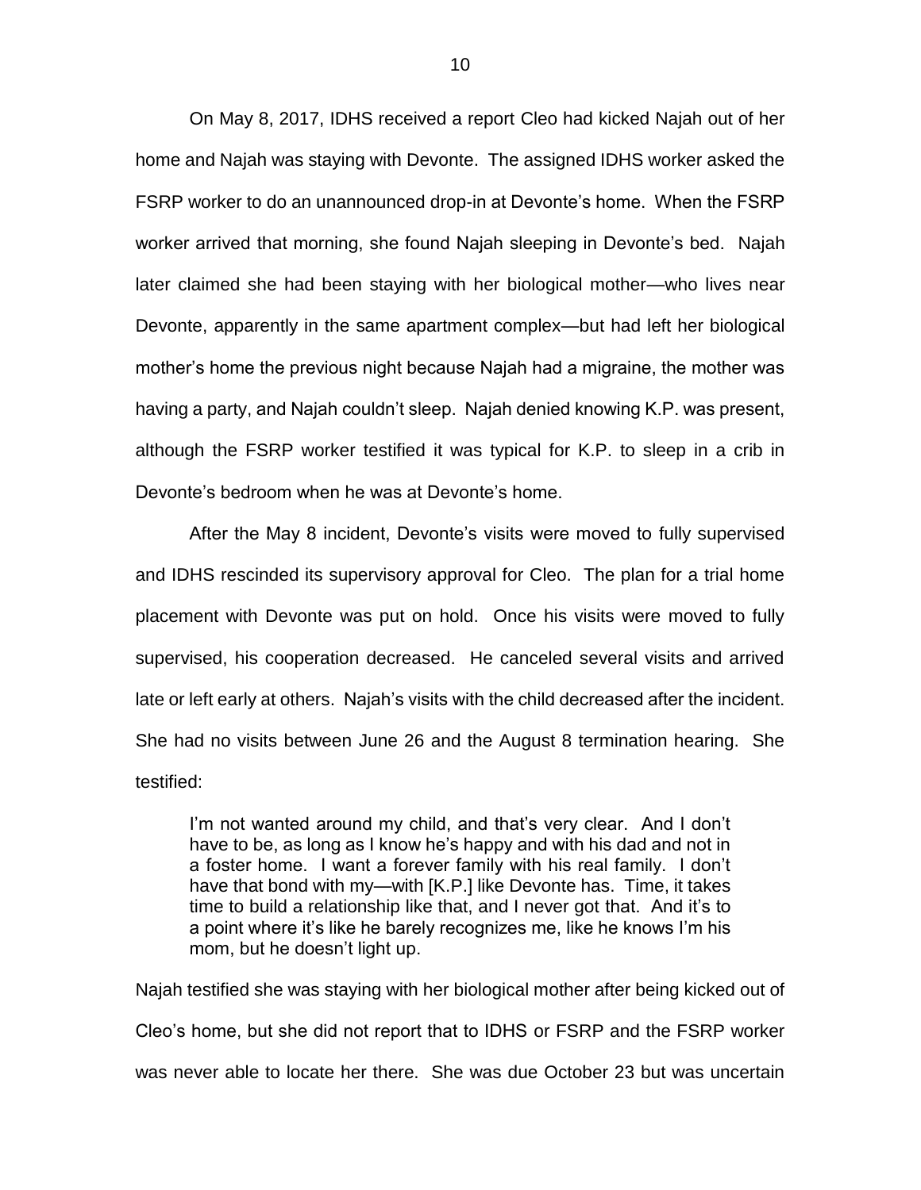On May 8, 2017, IDHS received a report Cleo had kicked Najah out of her home and Najah was staying with Devonte. The assigned IDHS worker asked the FSRP worker to do an unannounced drop-in at Devonte's home. When the FSRP worker arrived that morning, she found Najah sleeping in Devonte's bed. Najah later claimed she had been staying with her biological mother—who lives near Devonte, apparently in the same apartment complex—but had left her biological mother's home the previous night because Najah had a migraine, the mother was having a party, and Najah couldn't sleep. Najah denied knowing K.P. was present, although the FSRP worker testified it was typical for K.P. to sleep in a crib in Devonte's bedroom when he was at Devonte's home.

After the May 8 incident, Devonte's visits were moved to fully supervised and IDHS rescinded its supervisory approval for Cleo. The plan for a trial home placement with Devonte was put on hold. Once his visits were moved to fully supervised, his cooperation decreased. He canceled several visits and arrived late or left early at others. Najah's visits with the child decreased after the incident. She had no visits between June 26 and the August 8 termination hearing. She testified:

> I'm not wanted around my child, and that's very clear. And I don't have to be, as long as I know he's happy and with his dad and not in a foster home. I want a forever family with his real family. I don't have that bond with my—with [K.P.] like Devonte has. Time, it takes time to build a relationship like that, and I never got that. And it's to a point where it's like he barely recognizes me, like he knows I'm his mom, but he doesn't light up.

Najah testified she was staying with her biological mother after being kicked out of Cleo's home, but she did not report that to IDHS or FSRP and the FSRP worker was never able to locate her there. She was due October 23 but was uncertain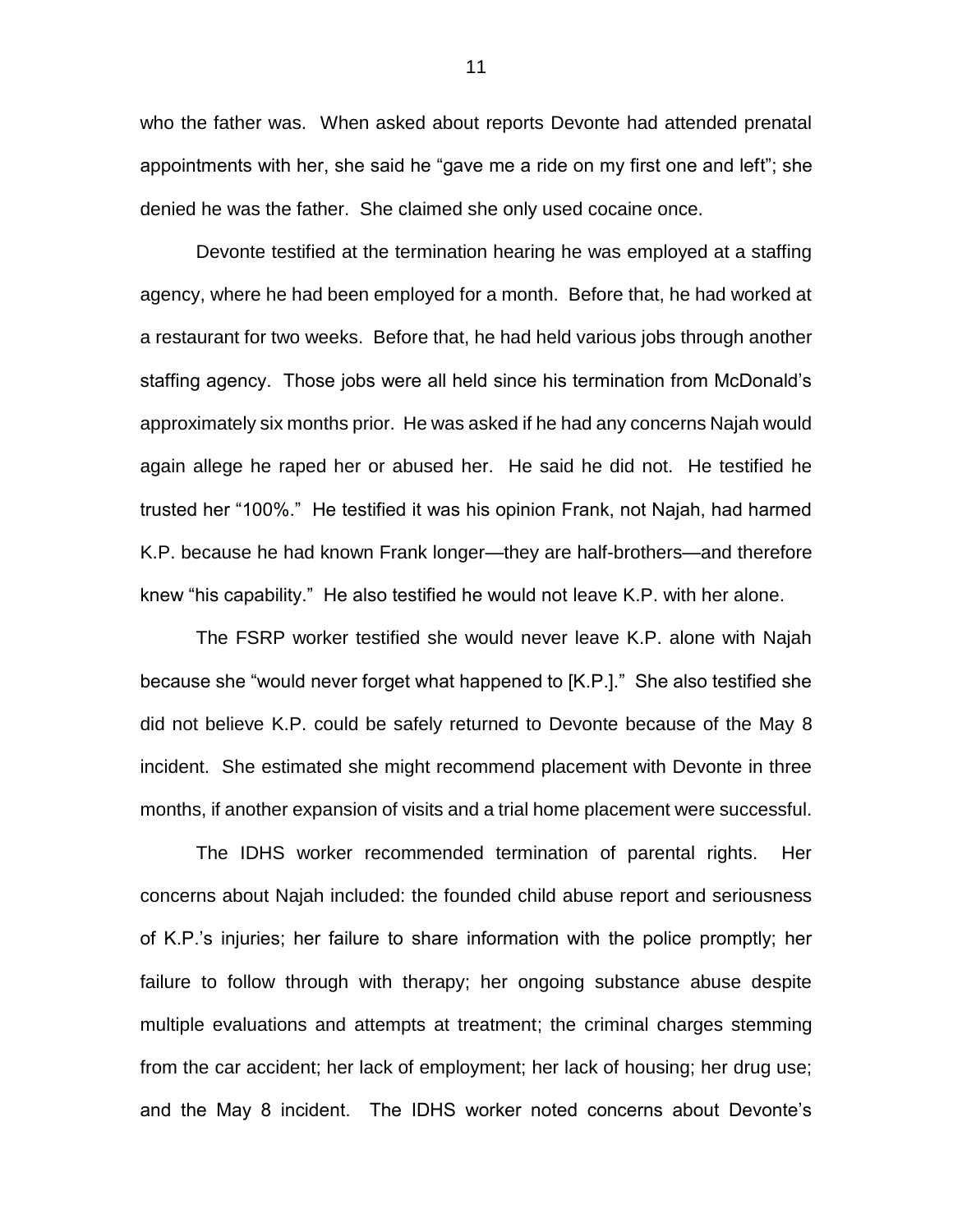who the father was. When asked about reports Devonte had attended prenatal appointments with her, she said he "gave me a ride on my first one and left"; she denied he was the father. She claimed she only used cocaine once.

Devonte testified at the termination hearing he was employed at a staffing agency, where he had been employed for a month. Before that, he had worked at a restaurant for two weeks. Before that, he had held various jobs through another staffing agency. Those jobs were all held since his termination from McDonald's approximately six months prior. He was asked if he had any concerns Najah would again allege he raped her or abused her. He said he did not. He testified he trusted her "100%." He testified it was his opinion Frank, not Najah, had harmed K.P. because he had known Frank longer—they are half-brothers—and therefore knew "his capability." He also testified he would not leave K.P. with her alone.

The FSRP worker testified she would never leave K.P. alone with Najah because she "would never forget what happened to [K.P.]." She also testified she did not believe K.P. could be safely returned to Devonte because of the May 8 incident. She estimated she might recommend placement with Devonte in three months, if another expansion of visits and a trial home placement were successful.

The IDHS worker recommended termination of parental rights. Her concerns about Najah included: the founded child abuse report and seriousness of K.P.'s injuries; her failure to share information with the police promptly; her failure to follow through with therapy; her ongoing substance abuse despite multiple evaluations and attempts at treatment; the criminal charges stemming from the car accident; her lack of employment; her lack of housing; her drug use; and the May 8 incident. The IDHS worker noted concerns about Devonte's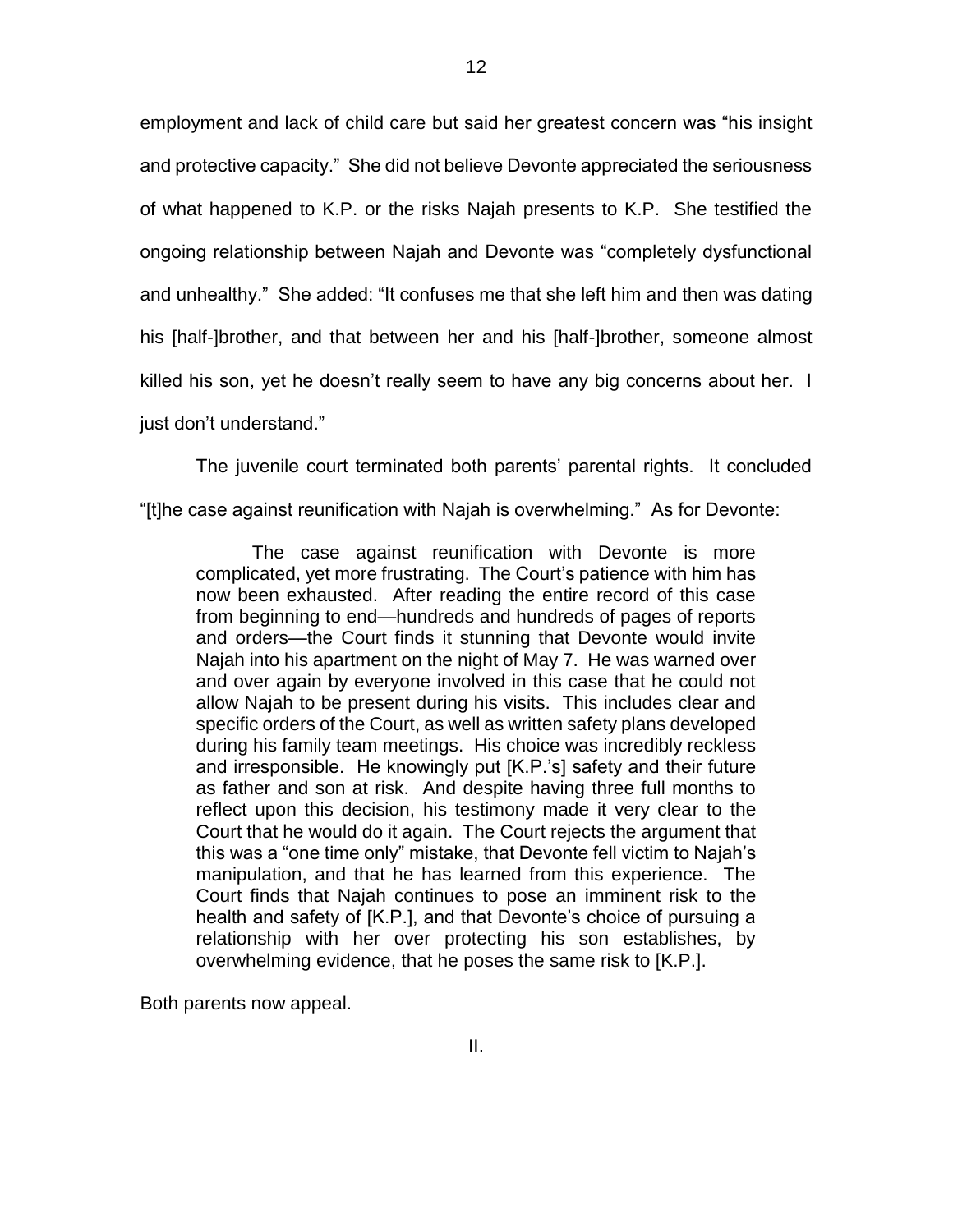employment and lack of child care but said her greatest concern was "his insight and protective capacity." She did not believe Devonte appreciated the seriousness of what happened to K.P. or the risks Najah presents to K.P. She testified the ongoing relationship between Najah and Devonte was "completely dysfunctional and unhealthy." She added: "It confuses me that she left him and then was dating his [half-]brother, and that between her and his [half-]brother, someone almost killed his son, yet he doesn't really seem to have any big concerns about her. I just don't understand."

The juvenile court terminated both parents' parental rights. It concluded "[t]he case against reunification with Najah is overwhelming." As for Devonte:

> The case against reunification with Devonte is more complicated, yet more frustrating. The Court's patience with him has now been exhausted. After reading the entire record of this case from beginning to end—hundreds and hundreds of pages of reports and orders—the Court finds it stunning that Devonte would invite Najah into his apartment on the night of May 7. He was warned over and over again by everyone involved in this case that he could not allow Najah to be present during his visits. This includes clear and specific orders of the Court, as well as written safety plans developed during his family team meetings. His choice was incredibly reckless and irresponsible. He knowingly put [K.P.'s] safety and their future as father and son at risk. And despite having three full months to reflect upon this decision, his testimony made it very clear to the Court that he would do it again. The Court rejects the argument that this was a "one time only" mistake, that Devonte fell victim to Najah's manipulation, and that he has learned from this experience. The Court finds that Najah continues to pose an imminent risk to the health and safety of [K.P.], and that Devonte's choice of pursuing a relationship with her over protecting his son establishes, by overwhelming evidence, that he poses the same risk to [K.P.].

Both parents now appeal.

## II.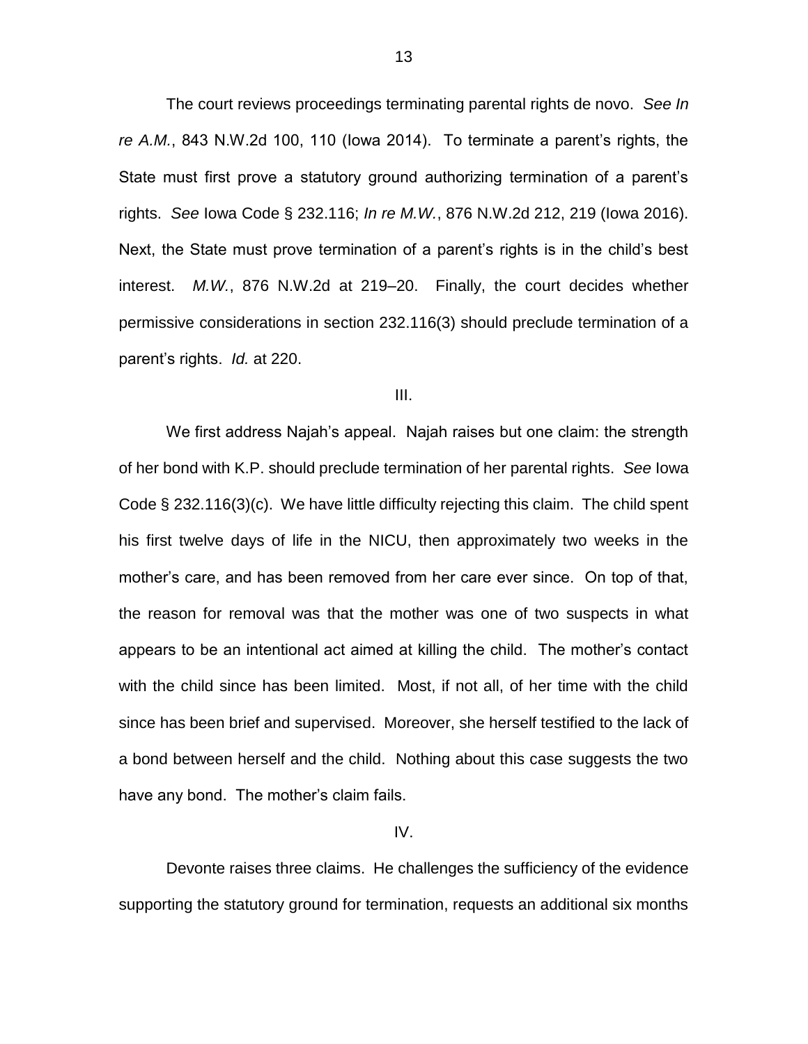The court reviews proceedings terminating parental rights de novo. *See In re A.M.*, 843 N.W.2d 100, 110 (Iowa 2014). To terminate a parent's rights, the State must first prove a statutory ground authorizing termination of a parent's rights. *See* Iowa Code § 232.116; *In re M.W.*, 876 N.W.2d 212, 219 (Iowa 2016). Next, the State must prove termination of a parent's rights is in the child's best interest. *M.W.*, 876 N.W.2d at 219–20. Finally, the court decides whether permissive considerations in section 232.116(3) should preclude termination of a parent's rights. *Id.* at 220.

III.

We first address Najah's appeal. Najah raises but one claim: the strength of her bond with K.P. should preclude termination of her parental rights. *See* Iowa Code § 232.116(3)(c). We have little difficulty rejecting this claim. The child spent his first twelve days of life in the NICU, then approximately two weeks in the mother's care, and has been removed from her care ever since. On top of that, the reason for removal was that the mother was one of two suspects in what appears to be an intentional act aimed at killing the child. The mother's contact with the child since has been limited. Most, if not all, of her time with the child since has been brief and supervised. Moreover, she herself testified to the lack of a bond between herself and the child. Nothing about this case suggests the two have any bond. The mother's claim fails.

IV.

Devonte raises three claims. He challenges the sufficiency of the evidence supporting the statutory ground for termination, requests an additional six months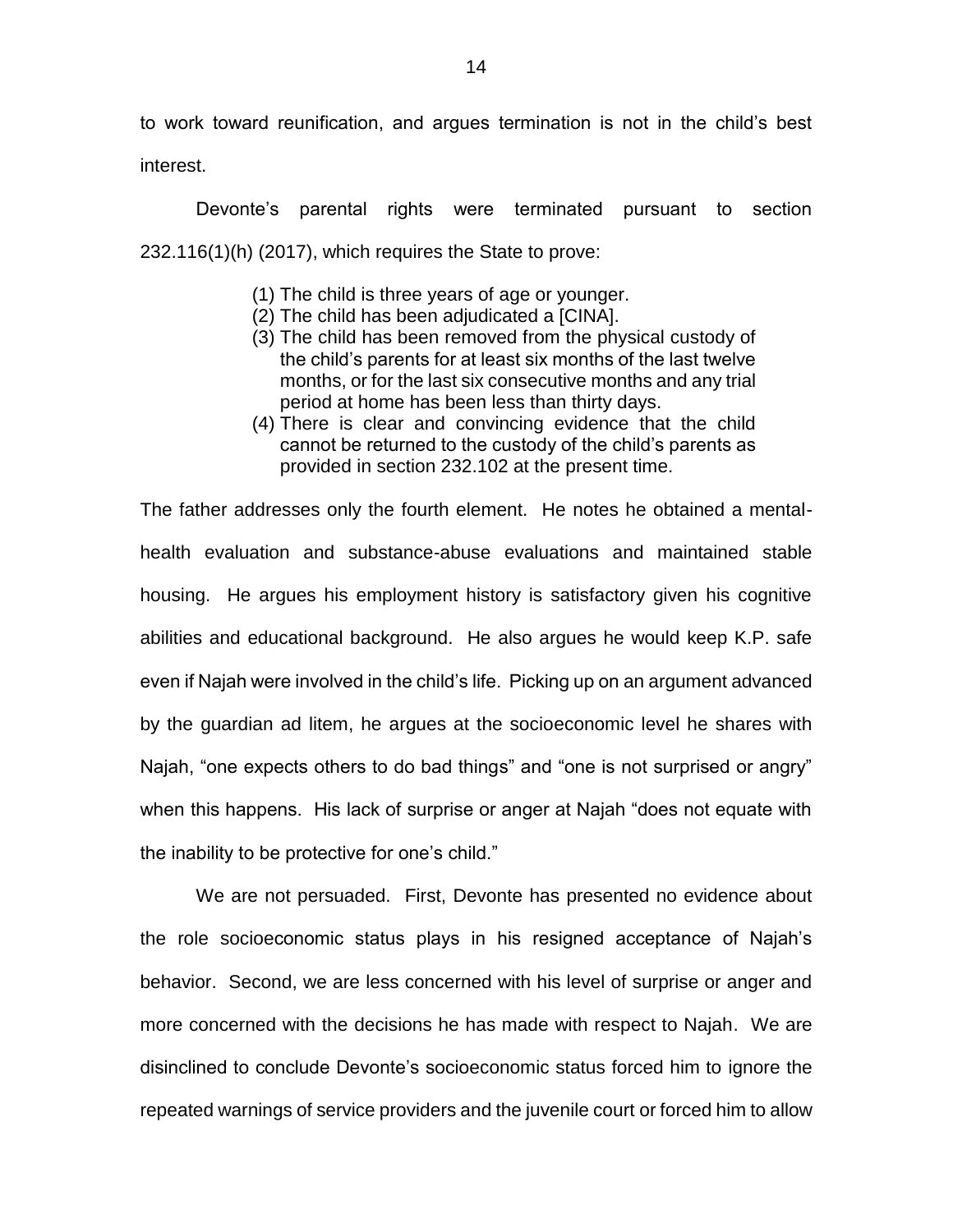to work toward reunification, and argues termination is not in the child's best interest.

Devonte's parental rights were terminated pursuant to section 232.116(1)(h) (2017), which requires the State to prove:

> (1) The child is three years of age or younger.
> (2) The child has been adjudicated a [CINA].
> (3) The child has been removed from the physical custody of the child's parents for at least six months of the last twelve months, or for the last six consecutive months and any trial period at home has been less than thirty days.
> (4) There is clear and convincing evidence that the child cannot be returned to the custody of the child's parents as provided in section 232.102 at the present time.

The father addresses only the fourth element. He notes he obtained a mental-health evaluation and substance-abuse evaluations and maintained stable housing. He argues his employment history is satisfactory given his cognitive abilities and educational background. He also argues he would keep K.P. safe even if Najah were involved in the child's life. Picking up on an argument advanced by the guardian ad litem, he argues at the socioeconomic level he shares with Najah, "one expects others to do bad things" and "one is not surprised or angry" when this happens. His lack of surprise or anger at Najah "does not equate with the inability to be protective for one's child."

We are not persuaded. First, Devonte has presented no evidence about the role socioeconomic status plays in his resigned acceptance of Najah's behavior. Second, we are less concerned with his level of surprise or anger and more concerned with the decisions he has made with respect to Najah. We are disinclined to conclude Devonte's socioeconomic status forced him to ignore the repeated warnings of service providers and the juvenile court or forced him to allow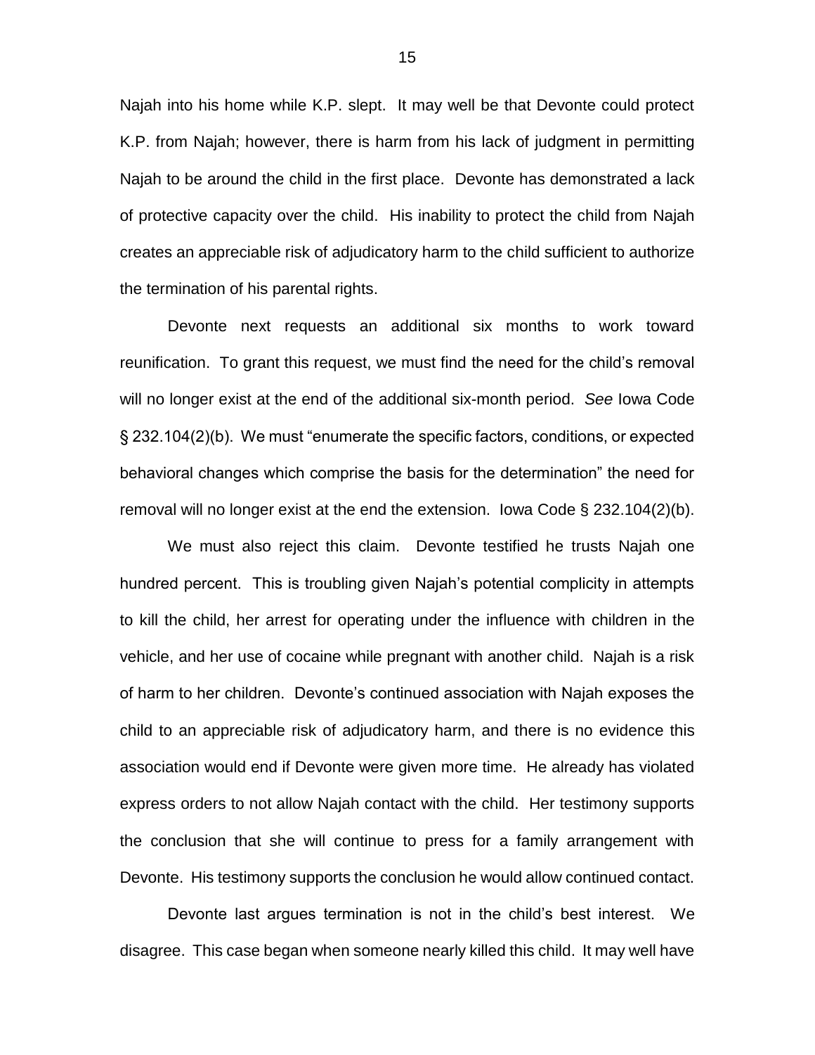Najah into his home while K.P. slept. It may well be that Devonte could protect K.P. from Najah; however, there is harm from his lack of judgment in permitting Najah to be around the child in the first place. Devonte has demonstrated a lack of protective capacity over the child. His inability to protect the child from Najah creates an appreciable risk of adjudicatory harm to the child sufficient to authorize the termination of his parental rights.

Devonte next requests an additional six months to work toward reunification. To grant this request, we must find the need for the child's removal will no longer exist at the end of the additional six-month period. *See* Iowa Code § 232.104(2)(b). We must "enumerate the specific factors, conditions, or expected behavioral changes which comprise the basis for the determination" the need for removal will no longer exist at the end the extension. Iowa Code § 232.104(2)(b).

We must also reject this claim. Devonte testified he trusts Najah one hundred percent. This is troubling given Najah's potential complicity in attempts to kill the child, her arrest for operating under the influence with children in the vehicle, and her use of cocaine while pregnant with another child. Najah is a risk of harm to her children. Devonte's continued association with Najah exposes the child to an appreciable risk of adjudicatory harm, and there is no evidence this association would end if Devonte were given more time. He already has violated express orders to not allow Najah contact with the child. Her testimony supports the conclusion that she will continue to press for a family arrangement with Devonte. His testimony supports the conclusion he would allow continued contact.

Devonte last argues termination is not in the child's best interest. We disagree. This case began when someone nearly killed this child. It may well have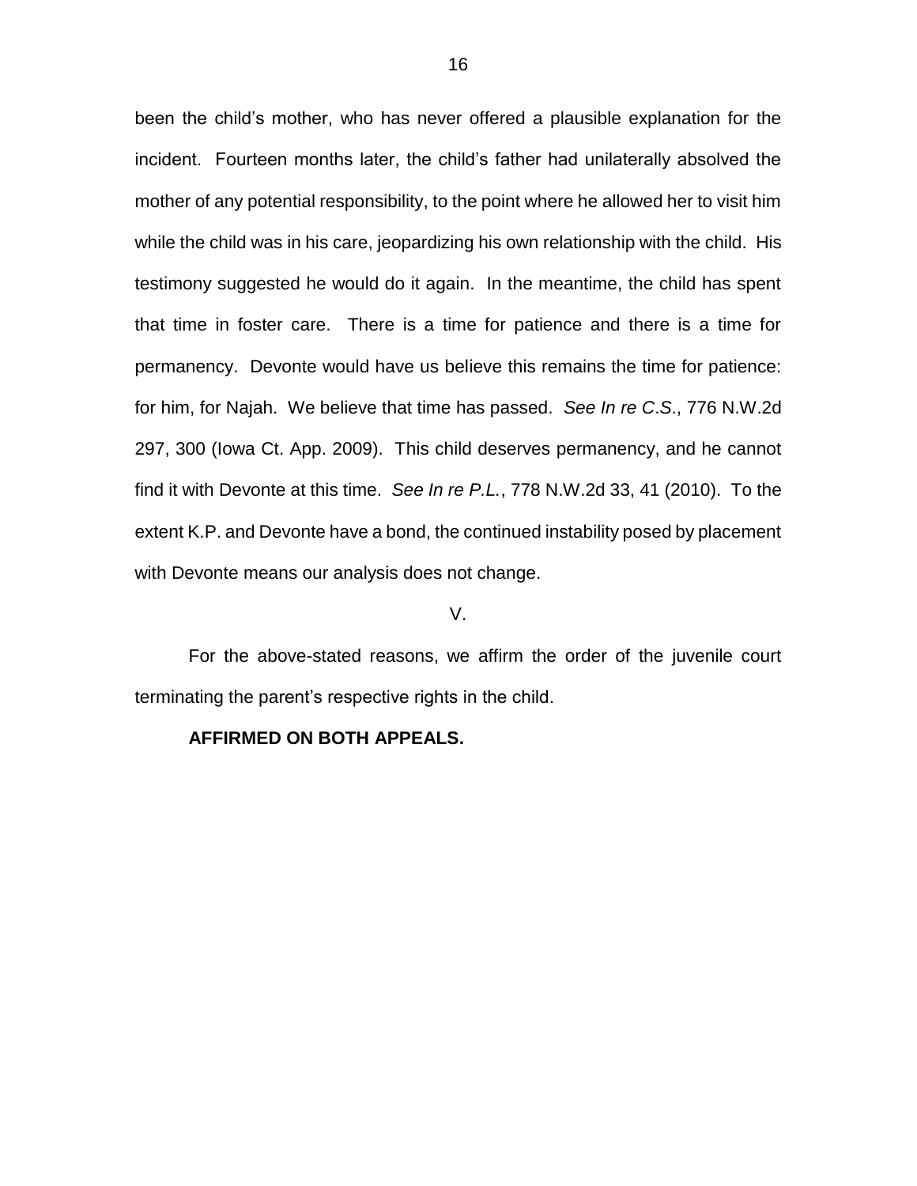been the child's mother, who has never offered a plausible explanation for the incident. Fourteen months later, the child's father had unilaterally absolved the mother of any potential responsibility, to the point where he allowed her to visit him while the child was in his care, jeopardizing his own relationship with the child. His testimony suggested he would do it again. In the meantime, the child has spent that time in foster care. There is a time for patience and there is a time for permanency. Devonte would have us believe this remains the time for patience: for him, for Najah. We believe that time has passed. *See In re C.S.*, 776 N.W.2d 297, 300 (Iowa Ct. App. 2009). This child deserves permanency, and he cannot find it with Devonte at this time. *See In re P.L.*, 778 N.W.2d 33, 41 (2010). To the extent K.P. and Devonte have a bond, the continued instability posed by placement with Devonte means our analysis does not change.

V.

For the above-stated reasons, we affirm the order of the juvenile court terminating the parent's respective rights in the child.

**AFFIRMED ON BOTH APPEALS.**